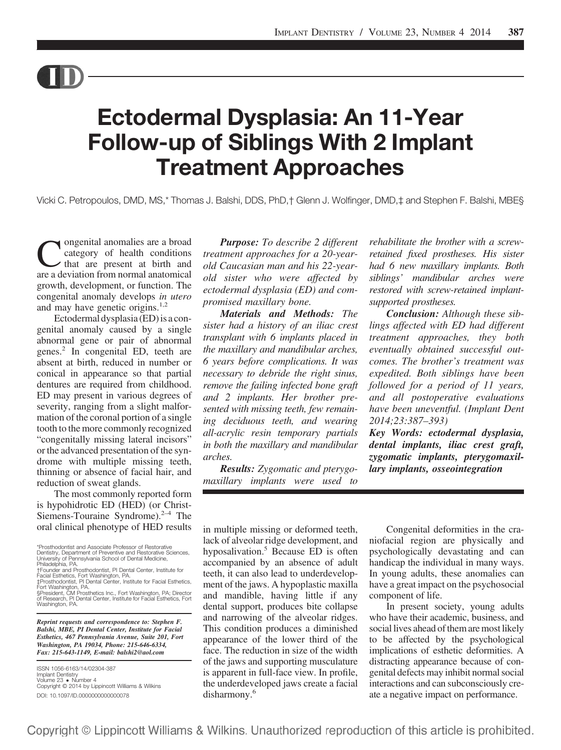# Ectodermal Dysplasia: An 11-Year Follow-up of Siblings With 2 Implant Treatment Approaches

Vicki C. Petropoulos, DMD, MS,* Thomas J. Balshi, DDS, PhD,† Glenn J. Wolfinger, DMD,‡ and Stephen F. Balshi, MBE§

***Purpose:*** *To describe 2 different treatment approaches for a 20-year-old Caucasian man and his 22-year-old sister who were affected by ectodermal dysplasia (ED) and compromised maxillary bone.*

***Materials and Methods:*** *The sister had a history of an iliac crest transplant with 6 implants placed in the maxillary and mandibular arches, 6 years before complications. It was necessary to debride the right sinus, remove the failing infected bone graft and 2 implants. Her brother presented with missing teeth, few remaining deciduous teeth, and wearing all-acrylic resin temporary partials in both the maxillary and mandibular arches.*

***Results:*** *Zygomatic and pterygomaxillary implants were used to rehabilitate the brother with a screw-retained fixed prostheses. His sister had 6 new maxillary implants. Both siblings' mandibular arches were restored with screw-retained implant-supported prostheses.*

***Conclusion:*** *Although these siblings affected with ED had different treatment approaches, they both eventually obtained successful outcomes. The brother's treatment was expedited. Both siblings have been followed for a period of 11 years, and all postoperative evaluations have been uneventful. (Implant Dent 2014;23:387–393)*

***Key Words: ectodermal dysplasia, dental implants, iliac crest graft, zygomatic implants, pterygomaxillary implants, osseointegration***

Congenital anomalies are a broad category of health conditions that are present at birth and are a deviation from normal anatomical growth, development, or function. The congenital anomaly develops *in utero* and may have genetic origins.[1,2]

Ectodermal dysplasia (ED) is a congenital anomaly caused by a single abnormal gene or pair of abnormal genes.[2] In congenital ED, teeth are absent at birth, reduced in number or conical in appearance so that partial dentures are required from childhood. ED may present in various degrees of severity, ranging from a slight malformation of the coronal portion of a single tooth to the more commonly recognized "congenitally missing lateral incisors" or the advanced presentation of the syndrome with multiple missing teeth, thinning or absence of facial hair, and reduction of sweat glands.

The most commonly reported form is hypohidrotic ED (HED) (or Christ-Siemens-Touraine Syndrome).[2–4] The oral clinical phenotype of HED results in multiple missing or deformed teeth, lack of alveolar ridge development, and hyposalivation.[5] Because ED is often accompanied by an absence of adult teeth, it can also lead to underdevelopment of the jaws. A hypoplastic maxilla and mandible, having little if any dental support, produces bite collapse and narrowing of the alveolar ridges. This condition produces a diminished appearance of the lower third of the face. The reduction in size of the width of the jaws and supporting musculature is apparent in full-face view. In profile, the underdeveloped jaws create a facial disharmony.[6]

Congenital deformities in the craniofacial region are physically and psychologically devastating and can handicap the individual in many ways. In young adults, these anomalies can have a great impact on the psychosocial component of life.

In present society, young adults who have their academic, business, and social lives ahead of them are most likely to be affected by the psychological implications of esthetic deformities. A distracting appearance because of congenital defects may inhibit normal social interactions and can subconsciously create a negative impact on performance.

*Prosthodontist and Associate Professor of Restorative Dentistry, Department of Preventive and Restorative Sciences, University of Pennsylvania School of Dental Medicine, Philadelphia, PA.
†Founder and Prosthodontist, PI Dental Center, Institute for Facial Esthetics, Fort Washington, PA.
‡Prosthodontist, PI Dental Center, Institute for Facial Esthetics, Fort Washington, PA.
§President, CM Prosthetics Inc., Fort Washington, PA; Director of Research, PI Dental Center, Institute for Facial Esthetics, Fort Washington, PA.

***Reprint requests and correspondence to: Stephen F. Balshi, MBE, PI Dental Center, Institute for Facial Esthetics, 467 Pennsylvania Avenue, Suite 201, Fort Washington, PA 19034, Phone: 215-646-6334, Fax: 215-643-1149, E-mail: balshi2@aol.com***

ISSN 1056-6163/14/02304-387
Implant Dentistry
Volume 23 • Number 4
Copyright © 2014 by Lippincott Williams & Wilkins
DOI: 10.1097/ID.0000000000000078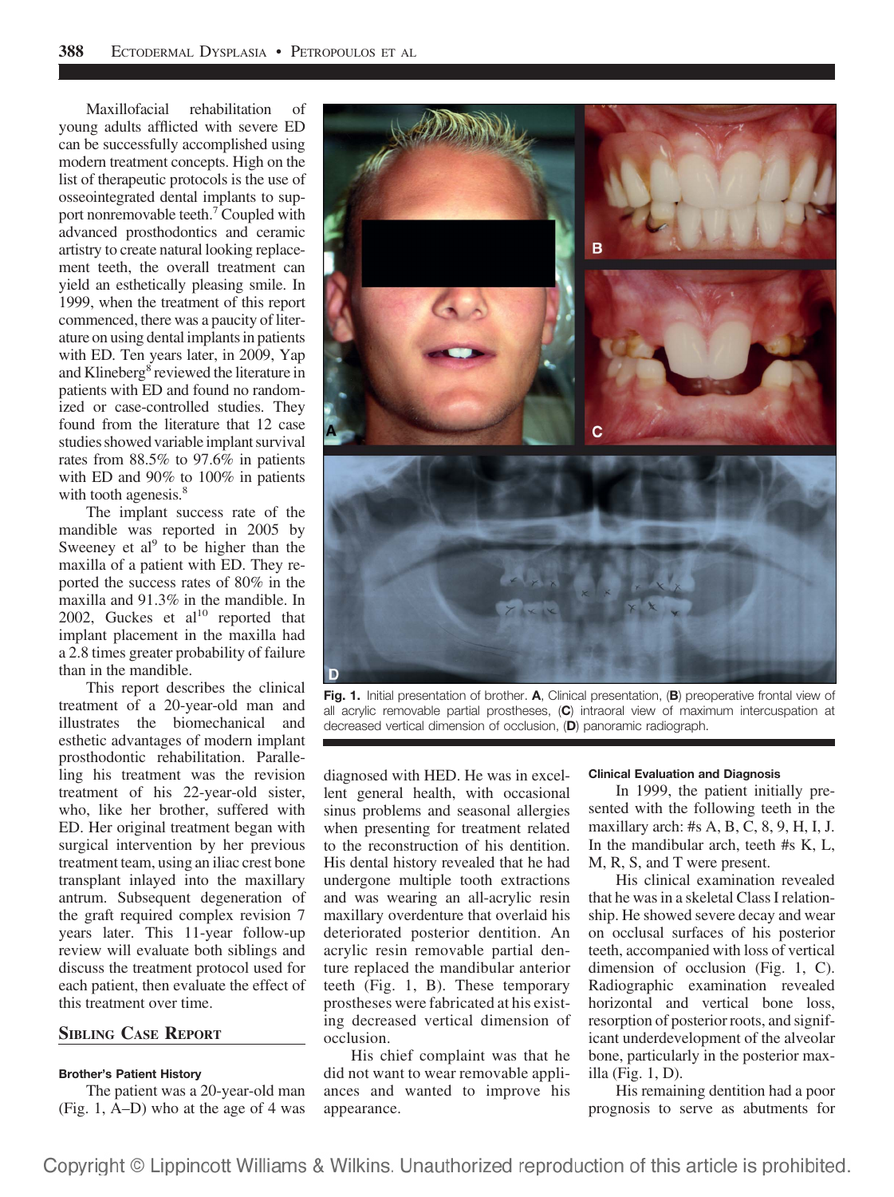Maxillofacial rehabilitation of young adults afflicted with severe ED can be successfully accomplished using modern treatment concepts. High on the list of therapeutic protocols is the use of osseointegrated dental implants to support nonremovable teeth.[7] Coupled with advanced prosthodontics and ceramic artistry to create natural looking replacement teeth, the overall treatment can yield an esthetically pleasing smile. In 1999, when the treatment of this report commenced, there was a paucity of literature on using dental implants in patients with ED. Ten years later, in 2009, Yap and Klineberg[8] reviewed the literature in patients with ED and found no randomized or case-controlled studies. They found from the literature that 12 case studies showed variable implant survival rates from 88.5% to 97.6% in patients with ED and 90% to 100% in patients with tooth agenesis.[8]

The implant success rate of the mandible was reported in 2005 by Sweeney et al[9] to be higher than the maxilla of a patient with ED. They reported the success rates of 80% in the maxilla and 91.3% in the mandible. In 2002, Guckes et al[10] reported that implant placement in the maxilla had a 2.8 times greater probability of failure than in the mandible.

This report describes the clinical treatment of a 20-year-old man and illustrates the biomechanical and esthetic advantages of modern implant prosthodontic rehabilitation. Paralleling his treatment was the revision treatment of his 22-year-old sister, who, like her brother, suffered with ED. Her original treatment began with surgical intervention by her previous treatment team, using an iliac crest bone transplant inlayed into the maxillary antrum. Subsequent degeneration of the graft required complex revision 7 years later. This 11-year follow-up review will evaluate both siblings and discuss the treatment protocol used for each patient, then evaluate the effect of this treatment over time.

## Sibling Case Report

### Brother's Patient History

The patient was a 20-year-old man (Fig. 1, A–D) who at the age of 4 was diagnosed with HED. He was in excellent general health, with occasional sinus problems and seasonal allergies when presenting for treatment related to the reconstruction of his dentition. His dental history revealed that he had undergone multiple tooth extractions and was wearing an all-acrylic resin maxillary overdenture that overlaid his deteriorated posterior dentition. An acrylic resin removable partial denture replaced the mandibular anterior teeth (Fig. 1, B). These temporary prostheses were fabricated at his existing decreased vertical dimension of occlusion.

His chief complaint was that he did not want to wear removable appliances and wanted to improve his appearance.

**Fig. 1.** Initial presentation of brother. **A**, Clinical presentation, (**B**) preoperative frontal view of all acrylic removable partial prostheses, (**C**) intraoral view of maximum intercuspation at decreased vertical dimension of occlusion, (**D**) panoramic radiograph.

### Clinical Evaluation and Diagnosis

In 1999, the patient initially presented with the following teeth in the maxillary arch: #s A, B, C, 8, 9, H, I, J. In the mandibular arch, teeth #s K, L, M, R, S, and T were present.

His clinical examination revealed that he was in a skeletal Class I relationship. He showed severe decay and wear on occlusal surfaces of his posterior teeth, accompanied with loss of vertical dimension of occlusion (Fig. 1, C). Radiographic examination revealed horizontal and vertical bone loss, resorption of posterior roots, and significant underdevelopment of the alveolar bone, particularly in the posterior maxilla (Fig. 1, D).

His remaining dentition had a poor prognosis to serve as abutments for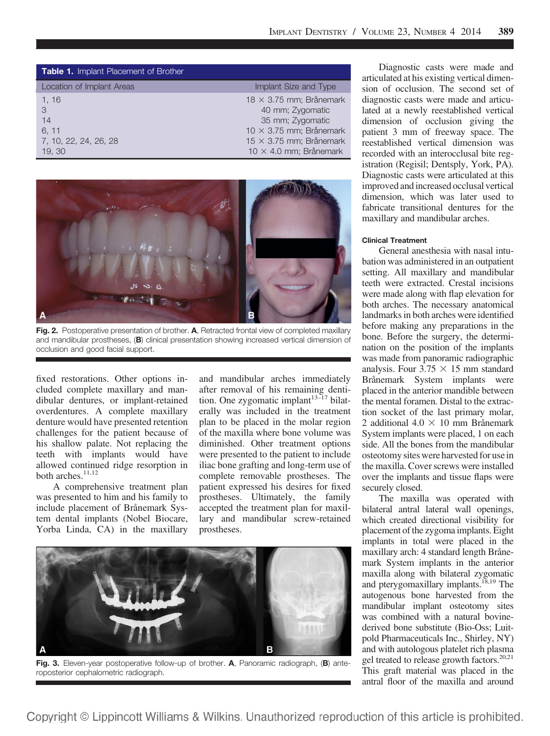**Table 1.** Implant Placement of Brother

| Location of Implant Areas | Implant Size and Type |
|---|---|
| 1, 16 | 18 × 3.75 mm; Brånemark |
| 3 | 40 mm; Zygomatic |
| 14 | 35 mm; Zygomatic |
| 6, 11 | 10 × 3.75 mm; Brånemark |
| 7, 10, 22, 24, 26, 28 | 15 × 3.75 mm; Brånemark |
| 19, 30 | 10 × 4.0 mm; Brånemark |

**Fig. 2.** Postoperative presentation of brother. **A**, Retracted frontal view of completed maxillary and mandibular prostheses, (**B**) clinical presentation showing increased vertical dimension of occlusion and good facial support.

fixed restorations. Other options included complete maxillary and mandibular dentures, or implant-retained overdentures. A complete maxillary denture would have presented retention challenges for the patient because of his shallow palate. Not replacing the teeth with implants would have allowed continued ridge resorption in both arches.[11,12]

A comprehensive treatment plan was presented to him and his family to include placement of Brånemark System dental implants (Nobel Biocare, Yorba Linda, CA) in the maxillary and mandibular arches immediately after removal of his remaining dentition. One zygomatic implant[13–17] bilaterally was included in the treatment plan to be placed in the molar region of the maxilla where bone volume was diminished. Other treatment options were presented to the patient to include iliac bone grafting and long-term use of complete removable prostheses. The patient expressed his desires for fixed prostheses. Ultimately, the family accepted the treatment plan for maxillary and mandibular screw-retained prostheses.

**Fig. 3.** Eleven-year postoperative follow-up of brother. **A**, Panoramic radiograph, (**B**) anteroposterior cephalometric radiograph.

Diagnostic casts were made and articulated at his existing vertical dimension of occlusion. The second set of diagnostic casts were made and articulated at a newly reestablished vertical dimension of occlusion giving the patient 3 mm of freeway space. The reestablished vertical dimension was recorded with an interocclusal bite registration (Regisil; Dentsply, York, PA). Diagnostic casts were articulated at this improved and increased occlusal vertical dimension, which was later used to fabricate transitional dentures for the maxillary and mandibular arches.

#### Clinical Treatment

General anesthesia with nasal intubation was administered in an outpatient setting. All maxillary and mandibular teeth were extracted. Crestal incisions were made along with flap elevation for both arches. The necessary anatomical landmarks in both arches were identified before making any preparations in the bone. Before the surgery, the determination on the position of the implants was made from panoramic radiographic analysis. Four 3.75 × 15 mm standard Brånemark System implants were placed in the anterior mandible between the mental foramen. Distal to the extraction socket of the last primary molar, 2 additional 4.0 × 10 mm Brånemark System implants were placed, 1 on each side. All the bones from the mandibular osteotomy sites were harvested for use in the maxilla. Cover screws were installed over the implants and tissue flaps were securely closed.

The maxilla was operated with bilateral antral lateral wall openings, which created directional visibility for placement of the zygoma implants. Eight implants in total were placed in the maxillary arch: 4 standard length Brånemark System implants in the anterior maxilla along with bilateral zygomatic and pterygomaxillary implants.[18,19] The autogenous bone harvested from the mandibular implant osteotomy sites was combined with a natural bovine-derived bone substitute (Bio-Oss; Luitpold Pharmaceuticals Inc., Shirley, NY) and with autologous platelet rich plasma gel treated to release growth factors.[20,21] This graft material was placed in the antral floor of the maxilla and around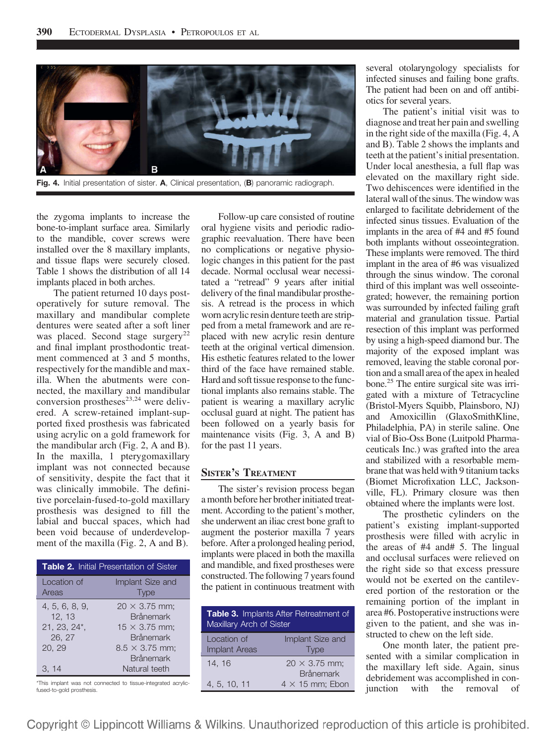Fig. 4. Initial presentation of sister. **A**, Clinical presentation, (**B**) panoramic radiograph.

the zygoma implants to increase the bone-to-implant surface area. Similarly to the mandible, cover screws were installed over the 8 maxillary implants, and tissue flaps were securely closed. Table 1 shows the distribution of all 14 implants placed in both arches.

The patient returned 10 days postoperatively for suture removal. The maxillary and mandibular complete dentures were seated after a soft liner was placed. Second stage surgery[22] and final implant prosthodontic treatment commenced at 3 and 5 months, respectively for the mandible and maxilla. When the abutments were connected, the maxillary and mandibular conversion prostheses[23,24] were delivered. A screw-retained implant-supported fixed prosthesis was fabricated using acrylic on a gold framework for the mandibular arch (Fig. 2, A and B). In the maxilla, 1 pterygomaxillary implant was not connected because of sensitivity, despite the fact that it was clinically immobile. The definitive porcelain-fused-to-gold maxillary prosthesis was designed to fill the labial and buccal spaces, which had been void because of underdevelopment of the maxilla (Fig. 2, A and B).

**Table 2.** Initial Presentation of Sister

| Location of Areas | Implant Size and Type |
|---|---|
| 4, 5, 6, 8, 9, 12, 13 | 20 × 3.75 mm; Brånemark |
| 21, 23, 24*, 26, 27 | 15 × 3.75 mm; Brånemark |
| 20, 29 | 8.5 × 3.75 mm; Brånemark |
| 3, 14 | Natural teeth |

*This implant was not connected to tissue-integrated acrylic-fused-to-gold prosthesis.

Follow-up care consisted of routine oral hygiene visits and periodic radiographic reevaluation. There have been no complications or negative physiologic changes in this patient for the past decade. Normal occlusal wear necessitated a "retread" 9 years after initial delivery of the final mandibular prosthesis. A retread is the process in which worn acrylic resin denture teeth are stripped from a metal framework and are replaced with new acrylic resin denture teeth at the original vertical dimension. His esthetic features related to the lower third of the face have remained stable. Hard and soft tissue response to the functional implants also remains stable. The patient is wearing a maxillary acrylic occlusal guard at night. The patient has been followed on a yearly basis for maintenance visits (Fig. 3, A and B) for the past 11 years.

## Sister's Treatment

The sister's revision process began a month before her brother initiated treatment. According to the patient's mother, she underwent an iliac crest bone graft to augment the posterior maxilla 7 years before. After a prolonged healing period, implants were placed in both the maxilla and mandible, and fixed prostheses were constructed. The following 7 years found the patient in continuous treatment with several otolaryngology specialists for infected sinuses and failing bone grafts. The patient had been on and off antibiotics for several years.

**Table 3.** Implants After Retreatment of Maxillary Arch of Sister

| Location of Implant Areas | Implant Size and Type |
|---|---|
| 14, 16 | 20 × 3.75 mm; Brånemark |
| 4, 5, 10, 11 | 4 × 15 mm; Ebon |

The patient's initial visit was to diagnose and treat her pain and swelling in the right side of the maxilla (Fig. 4, A and B). Table 2 shows the implants and teeth at the patient's initial presentation. Under local anesthesia, a full flap was elevated on the maxillary right side. Two dehiscences were identified in the lateral wall of the sinus. The window was enlarged to facilitate debridement of the infected sinus tissues. Evaluation of the implants in the area of #4 and #5 found both implants without osseointegration. These implants were removed. The third implant in the area of #6 was visualized through the sinus window. The coronal third of this implant was well osseointegrated; however, the remaining portion was surrounded by infected failing graft material and granulation tissue. Partial resection of this implant was performed by using a high-speed diamond bur. The majority of the exposed implant was removed, leaving the stable coronal portion and a small area of the apex in healed bone.[25] The entire surgical site was irrigated with a mixture of Tetracycline (Bristol-Myers Squibb, Plainsboro, NJ) and Amoxicillin (GlaxoSmithKline, Philadelphia, PA) in sterile saline. One vial of Bio-Oss Bone (Luitpold Pharmaceuticals Inc.) was grafted into the area and stabilized with a resorbable membrane that was held with 9 titanium tacks (Biomet Microfixation LLC, Jacksonville, FL). Primary closure was then obtained where the implants were lost.

The prosthetic cylinders on the patient's existing implant-supported prosthesis were filled with acrylic in the areas of #4 and# 5. The lingual and occlusal surfaces were relieved on the right side so that excess pressure would not be exerted on the cantilevered portion of the restoration or the remaining portion of the implant in area #6. Postoperative instructions were given to the patient, and she was instructed to chew on the left side.

One month later, the patient presented with a similar complication in the maxillary left side. Again, sinus debridement was accomplished in conjunction with the removal of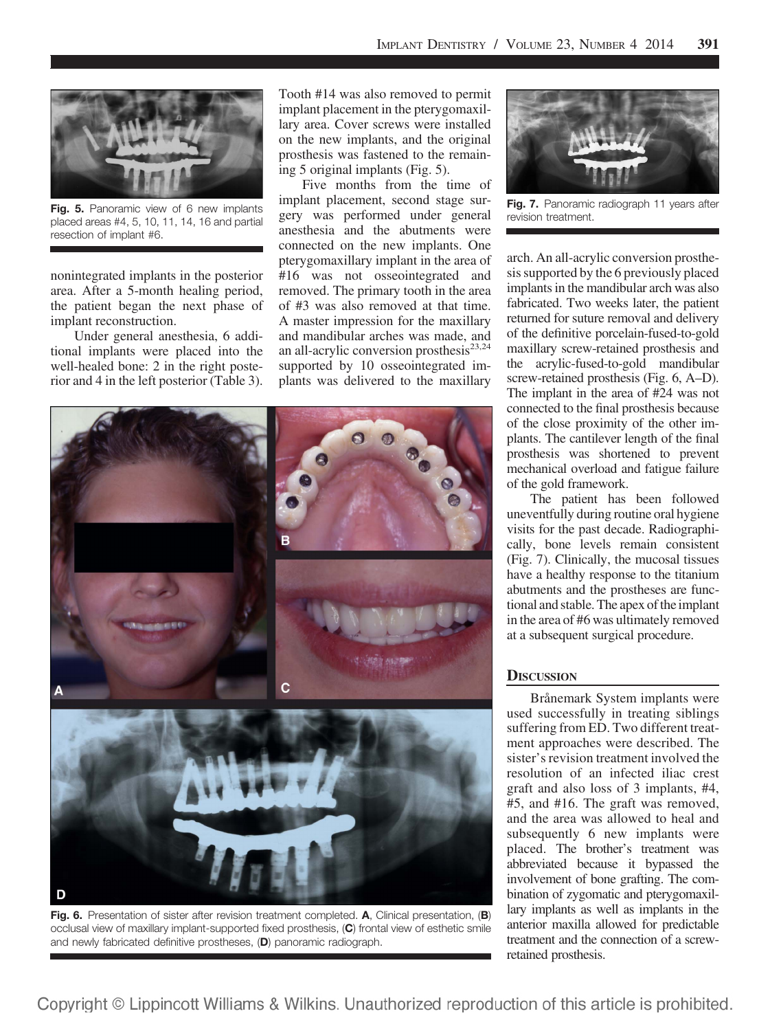Fig. 5. Panoramic view of 6 new implants placed areas #4, 5, 10, 11, 14, 16 and partial resection of implant #6.

nonintegrated implants in the posterior area. After a 5-month healing period, the patient began the next phase of implant reconstruction.

Under general anesthesia, 6 additional implants were placed into the well-healed bone: 2 in the right posterior and 4 in the left posterior (Table 3). Tooth #14 was also removed to permit implant placement in the pterygomaxillary area. Cover screws were installed on the new implants, and the original prosthesis was fastened to the remaining 5 original implants (Fig. 5).

Five months from the time of implant placement, second stage surgery was performed under general anesthesia and the abutments were connected on the new implants. One pterygomaxillary implant in the area of #16 was not osseointegrated and removed. The primary tooth in the area of #3 was also removed at that time. A master impression for the maxillary and mandibular arches was made, and an all-acrylic conversion prosthesis[23,24] supported by 10 osseointegrated implants was delivered to the maxillary arch. An all-acrylic conversion prosthesis supported by the 6 previously placed implants in the mandibular arch was also fabricated. Two weeks later, the patient returned for suture removal and delivery of the definitive porcelain-fused-to-gold maxillary screw-retained prosthesis and the acrylic-fused-to-gold mandibular screw-retained prosthesis (Fig. 6, A–D). The implant in the area of #24 was not connected to the final prosthesis because of the close proximity of the other implants. The cantilever length of the final prosthesis was shortened to prevent mechanical overload and fatigue failure of the gold framework.

The patient has been followed uneventfully during routine oral hygiene visits for the past decade. Radiographically, bone levels remain consistent (Fig. 7). Clinically, the mucosal tissues have a healthy response to the titanium abutments and the prostheses are functional and stable. The apex of the implant in the area of #6 was ultimately removed at a subsequent surgical procedure.

Fig. 6. Presentation of sister after revision treatment completed. **A**, Clinical presentation, (**B**) occlusal view of maxillary implant-supported fixed prosthesis, (**C**) frontal view of esthetic smile and newly fabricated definitive prostheses, (**D**) panoramic radiograph.

Fig. 7. Panoramic radiograph 11 years after revision treatment.

## Discussion

Brånemark System implants were used successfully in treating siblings suffering from ED. Two different treatment approaches were described. The sister's revision treatment involved the resolution of an infected iliac crest graft and also loss of 3 implants, #4, #5, and #16. The graft was removed, and the area was allowed to heal and subsequently 6 new implants were placed. The brother's treatment was abbreviated because it bypassed the involvement of bone grafting. The combination of zygomatic and pterygomaxillary implants as well as implants in the anterior maxilla allowed for predictable treatment and the connection of a screw-retained prosthesis.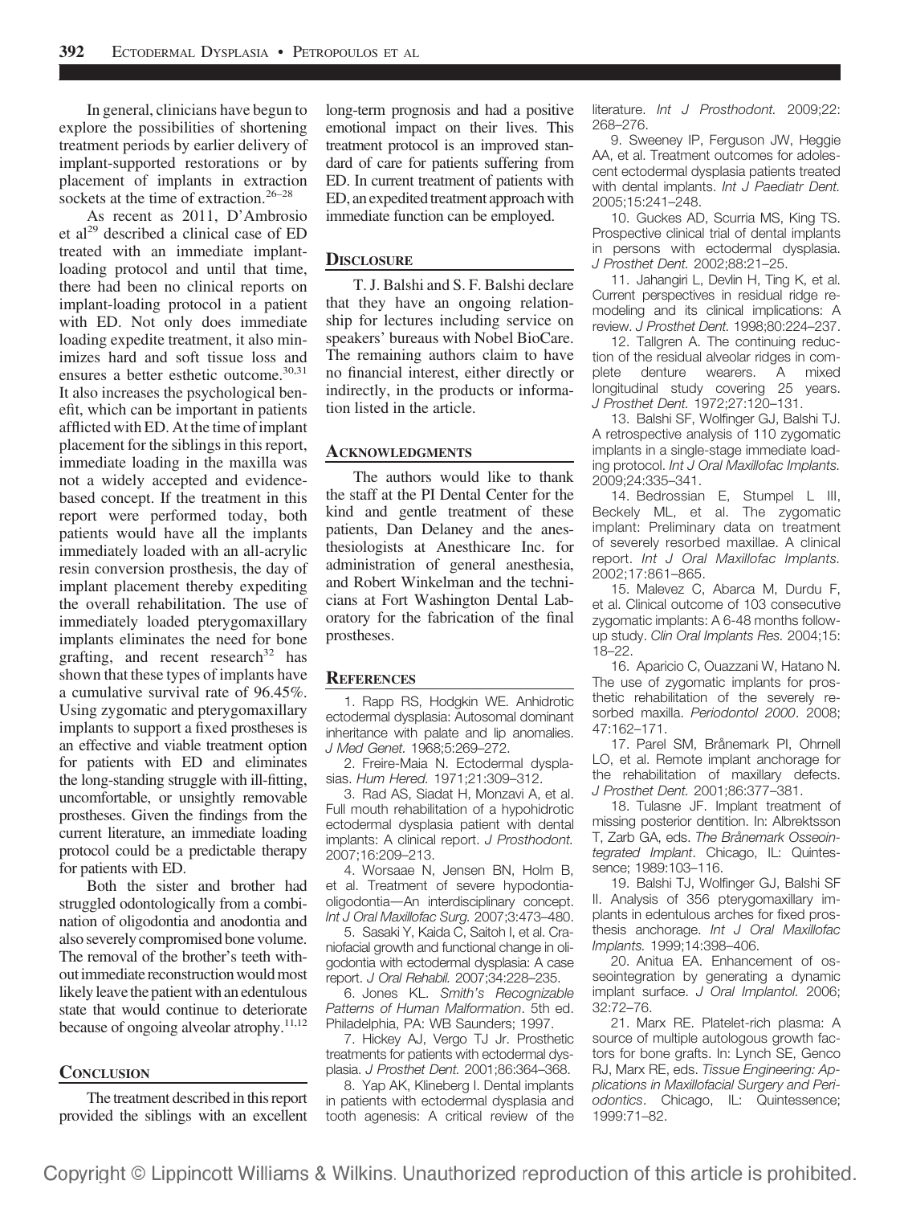In general, clinicians have begun to explore the possibilities of shortening treatment periods by earlier delivery of implant-supported restorations or by placement of implants in extraction sockets at the time of extraction.[26–28]

As recent as 2011, D'Ambrosio et al[29] described a clinical case of ED treated with an immediate implant-loading protocol and until that time, there had been no clinical reports on implant-loading protocol in a patient with ED. Not only does immediate loading expedite treatment, it also minimizes hard and soft tissue loss and ensures a better esthetic outcome.[30,31] It also increases the psychological benefit, which can be important in patients afflicted with ED. At the time of implant placement for the siblings in this report, immediate loading in the maxilla was not a widely accepted and evidence-based concept. If the treatment in this report were performed today, both patients would have all the implants immediately loaded with an all-acrylic resin conversion prosthesis, the day of implant placement thereby expediting the overall rehabilitation. The use of immediately loaded pterygomaxillary implants eliminates the need for bone grafting, and recent research[32] has shown that these types of implants have a cumulative survival rate of 96.45%. Using zygomatic and pterygomaxillary implants to support a fixed prostheses is an effective and viable treatment option for patients with ED and eliminates the long-standing struggle with ill-fitting, uncomfortable, or unsightly removable prostheses. Given the findings from the current literature, an immediate loading protocol could be a predictable therapy for patients with ED.

Both the sister and brother had struggled odontologically from a combination of oligodontia and anodontia and also severely compromised bone volume. The removal of the brother's teeth without immediate reconstruction would most likely leave the patient with an edentulous state that would continue to deteriorate because of ongoing alveolar atrophy.[11,12]

## Conclusion

The treatment described in this report provided the siblings with an excellent long-term prognosis and had a positive emotional impact on their lives. This treatment protocol is an improved standard of care for patients suffering from ED. In current treatment of patients with ED, an expedited treatment approach with immediate function can be employed.

## Disclosure

T. J. Balshi and S. F. Balshi declare that they have an ongoing relationship for lectures including service on speakers' bureaus with Nobel BioCare. The remaining authors claim to have no financial interest, either directly or indirectly, in the products or information listed in the article.

## Acknowledgments

The authors would like to thank the staff at the PI Dental Center for the kind and gentle treatment of these patients, Dan Delaney and the anesthesiologists at Anesthicare Inc. for administration of general anesthesia, and Robert Winkelman and the technicians at Fort Washington Dental Laboratory for the fabrication of the final prostheses.

## References

1. Rapp RS, Hodgkin WE. Anhidrotic ectodermal dysplasia: Autosomal dominant inheritance with palate and lip anomalies. *J Med Genet.* 1968;5:269–272.
2. Freire-Maia N. Ectodermal dysplasias. *Hum Hered.* 1971;21:309–312.
3. Rad AS, Siadat H, Monzavi A, et al. Full mouth rehabilitation of a hypohidrotic ectodermal dysplasia patient with dental implants: A clinical report. *J Prosthodont.* 2007;16:209–213.
4. Worsaae N, Jensen BN, Holm B, et al. Treatment of severe hypodontia-oligodontia—An interdisciplinary concept. *Int J Oral Maxillofac Surg.* 2007;3:473–480.
5. Sasaki Y, Kaida C, Saitoh I, et al. Craniofacial growth and functional change in oligodontia with ectodermal dysplasia: A case report. *J Oral Rehabil.* 2007;34:228–235.
6. Jones KL. *Smith's Recognizable Patterns of Human Malformation*. 5th ed. Philadelphia, PA: WB Saunders; 1997.
7. Hickey AJ, Vergo TJ Jr. Prosthetic treatments for patients with ectodermal dysplasia. *J Prosthet Dent.* 2001;86:364–368.
8. Yap AK, Klineberg I. Dental implants in patients with ectodermal dysplasia and tooth agenesis: A critical review of the literature. *Int J Prosthodont.* 2009;22: 268–276.
9. Sweeney IP, Ferguson JW, Heggie AA, et al. Treatment outcomes for adolescent ectodermal dysplasia patients treated with dental implants. *Int J Paediatr Dent.* 2005;15:241–248.
10. Guckes AD, Scurria MS, King TS. Prospective clinical trial of dental implants in persons with ectodermal dysplasia. *J Prosthet Dent.* 2002;88:21–25.
11. Jahangiri L, Devlin H, Ting K, et al. Current perspectives in residual ridge remodeling and its clinical implications: A review. *J Prosthet Dent.* 1998;80:224–237.
12. Tallgren A. The continuing reduction of the residual alveolar ridges in complete denture wearers. A mixed longitudinal study covering 25 years. *J Prosthet Dent.* 1972;27:120–131.
13. Balshi SF, Wolfinger GJ, Balshi TJ. A retrospective analysis of 110 zygomatic implants in a single-stage immediate loading protocol. *Int J Oral Maxillofac Implants.* 2009;24:335–341.
14. Bedrossian E, Stumpel L III, Beckely ML, et al. The zygomatic implant: Preliminary data on treatment of severely resorbed maxillae. A clinical report. *Int J Oral Maxillofac Implants.* 2002;17:861–865.
15. Malevez C, Abarca M, Durdu F, et al. Clinical outcome of 103 consecutive zygomatic implants: A 6-48 months follow-up study. *Clin Oral Implants Res.* 2004;15: 18–22.
16. Aparicio C, Ouazzani W, Hatano N. The use of zygomatic implants for prosthetic rehabilitation of the severely resorbed maxilla. *Periodontol 2000*. 2008; 47:162–171.
17. Parel SM, Brånemark PI, Ohrnell LO, et al. Remote implant anchorage for the rehabilitation of maxillary defects. *J Prosthet Dent.* 2001;86:377–381.
18. Tulasne JF. Implant treatment of missing posterior dentition. In: Albrektsson T, Zarb GA, eds. *The Brånemark Osseointegrated Implant*. Chicago, IL: Quintessence; 1989:103–116.
19. Balshi TJ, Wolfinger GJ, Balshi SF II. Analysis of 356 pterygomaxillary implants in edentulous arches for fixed prosthesis anchorage. *Int J Oral Maxillofac Implants.* 1999;14:398–406.
20. Anitua EA. Enhancement of osseointegration by generating a dynamic implant surface. *J Oral Implantol.* 2006; 32:72–76.
21. Marx RE. Platelet-rich plasma: A source of multiple autologous growth factors for bone grafts. In: Lynch SE, Genco RJ, Marx RE, eds. *Tissue Engineering: Applications in Maxillofacial Surgery and Periodontics*. Chicago, IL: Quintessence; 1999:71–82.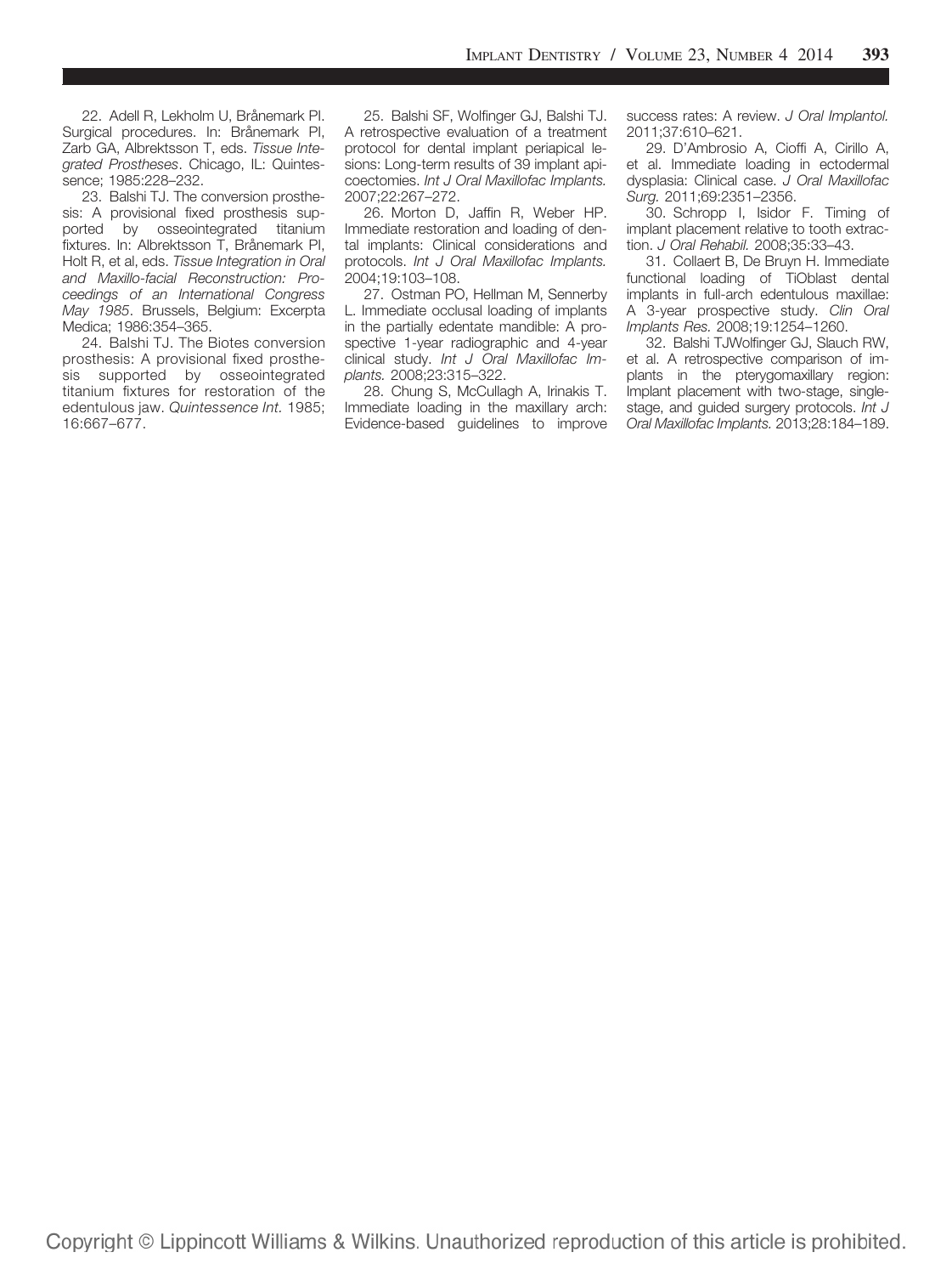22. Adell R, Lekholm U, Brånemark PI. Surgical procedures. In: Brånemark PI, Zarb GA, Albrektsson T, eds. *Tissue Integrated Prostheses*. Chicago, IL: Quintessence; 1985:228–232.

23. Balshi TJ. The conversion prosthesis: A provisional fixed prosthesis supported by osseointegrated titanium fixtures. In: Albrektsson T, Brånemark PI, Holt R, et al, eds. *Tissue Integration in Oral and Maxillo-facial Reconstruction: Proceedings of an International Congress May 1985*. Brussels, Belgium: Excerpta Medica; 1986:354–365.

24. Balshi TJ. The Biotes conversion prosthesis: A provisional fixed prosthesis supported by osseointegrated titanium fixtures for restoration of the edentulous jaw. *Quintessence Int.* 1985; 16:667–677.

25. Balshi SF, Wolfinger GJ, Balshi TJ. A retrospective evaluation of a treatment protocol for dental implant periapical lesions: Long-term results of 39 implant apicoectomies. *Int J Oral Maxillofac Implants.* 2007;22:267–272.

26. Morton D, Jaffin R, Weber HP. Immediate restoration and loading of dental implants: Clinical considerations and protocols. *Int J Oral Maxillofac Implants.* 2004;19:103–108.

27. Ostman PO, Hellman M, Sennerby L. Immediate occlusal loading of implants in the partially edentate mandible: A prospective 1-year radiographic and 4-year clinical study. *Int J Oral Maxillofac Implants.* 2008;23:315–322.

28. Chung S, McCullagh A, Irinakis T. Immediate loading in the maxillary arch: Evidence-based guidelines to improve success rates: A review. *J Oral Implantol.* 2011;37:610–621.

29. D'Ambrosio A, Cioffi A, Cirillo A, et al. Immediate loading in ectodermal dysplasia: Clinical case. *J Oral Maxillofac Surg.* 2011;69:2351–2356.

30. Schropp I, Isidor F. Timing of implant placement relative to tooth extraction. *J Oral Rehabil.* 2008;35:33–43.

31. Collaert B, De Bruyn H. Immediate functional loading of TiOblast dental implants in full-arch edentulous maxillae: A 3-year prospective study. *Clin Oral Implants Res.* 2008;19:1254–1260.

32. Balshi TJWolfinger GJ, Slauch RW, et al. A retrospective comparison of implants in the pterygomaxillary region: Implant placement with two-stage, single-stage, and guided surgery protocols. *Int J Oral Maxillofac Implants.* 2013;28:184–189.